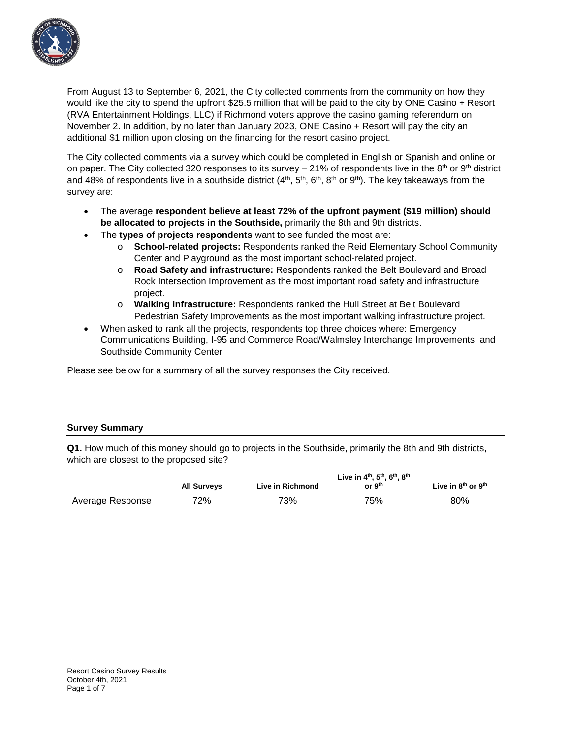From August 13 to September 6, 2021, the City collected comments from the community on how they would like the city to spend the upfront $25.5 million that will be paid to the city by ONE Casino + Resort (RVA Entertainment Holdings, LLC) if Richmond voters approve the casino gaming referendum on November 2. In addition, by no later than January 2023, ONE Casino + Resort will pay the city an additional $1 million upon closing on the financing for the resort casino project.

The City collected comments via a survey which could be completed in English or Spanish and online or on paper. The City collected 320 responses to its survey – 21% of respondents live in the 8th or 9th district and 48% of respondents live in a southside district (4th, 5th, 6th, 8th or 9th). The key takeaways from the survey are:

- The average **respondent believe at least 72% of the upfront payment ($19 million) should be allocated to projects in the Southside,** primarily the 8th and 9th districts.
- The **types of projects respondents** want to see funded the most are:
  - **School-related projects:** Respondents ranked the Reid Elementary School Community Center and Playground as the most important school-related project.
  - **Road Safety and infrastructure:** Respondents ranked the Belt Boulevard and Broad Rock Intersection Improvement as the most important road safety and infrastructure project.
  - **Walking infrastructure:** Respondents ranked the Hull Street at Belt Boulevard Pedestrian Safety Improvements as the most important walking infrastructure project.
- When asked to rank all the projects, respondents top three choices where: Emergency Communications Building, I-95 and Commerce Road/Walmsley Interchange Improvements, and Southside Community Center

Please see below for a summary of all the survey responses the City received.

## Survey Summary

**Q1.** How much of this money should go to projects in the Southside, primarily the 8th and 9th districts, which are closest to the proposed site?

| | All Surveys | Live in Richmond | Live in 4th, 5th, 6th, 8th or 9th | Live in 8th or 9th |
|---|---|---|---|---|
| Average Response | 72% | 73% | 75% | 80% |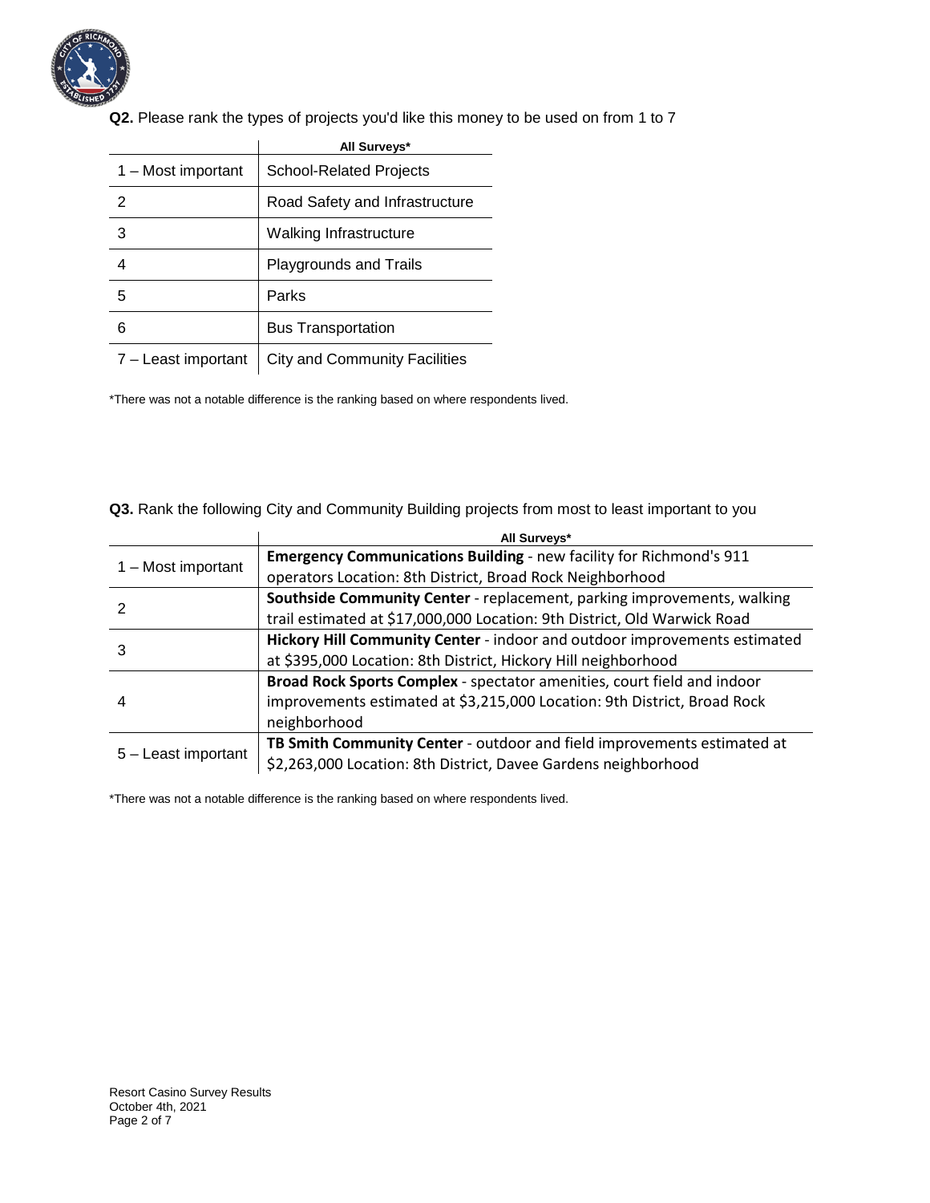**Q2.** Please rank the types of projects you'd like this money to be used on from 1 to 7

| | All Surveys* |
|---|---|
| 1 – Most important | School-Related Projects |
| 2 | Road Safety and Infrastructure |
| 3 | Walking Infrastructure |
| 4 | Playgrounds and Trails |
| 5 | Parks |
| 6 | Bus Transportation |
| 7 – Least important | City and Community Facilities |

*There was not a notable difference is the ranking based on where respondents lived.

**Q3.** Rank the following City and Community Building projects from most to least important to you

| | All Surveys* |
|---|---|
| 1 – Most important | **Emergency Communications Building** - new facility for Richmond's 911 operators Location: 8th District, Broad Rock Neighborhood |
| 2 | **Southside Community Center** - replacement, parking improvements, walking trail estimated at $17,000,000 Location: 9th District, Old Warwick Road |
| 3 | **Hickory Hill Community Center** - indoor and outdoor improvements estimated at $395,000 Location: 8th District, Hickory Hill neighborhood |
| 4 | **Broad Rock Sports Complex** - spectator amenities, court field and indoor improvements estimated at $3,215,000 Location: 9th District, Broad Rock neighborhood |
| 5 – Least important | **TB Smith Community Center** - outdoor and field improvements estimated at $2,263,000 Location: 8th District, Davee Gardens neighborhood |

*There was not a notable difference is the ranking based on where respondents lived.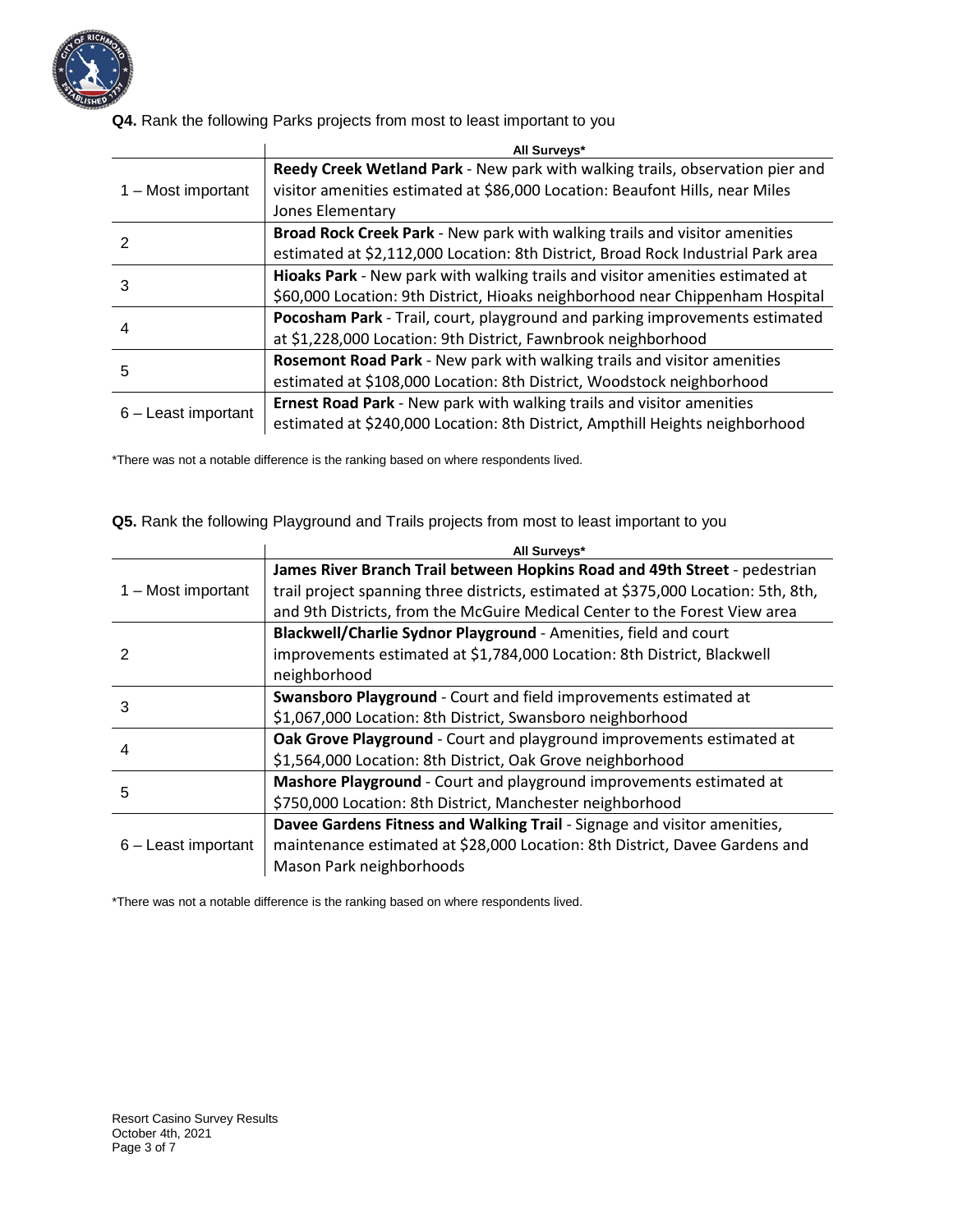**Q4.** Rank the following Parks projects from most to least important to you

| | All Surveys* |
|---|---|
| 1 – Most important | **Reedy Creek Wetland Park** - New park with walking trails, observation pier and visitor amenities estimated at $86,000 Location: Beaufont Hills, near Miles Jones Elementary |
| 2 | **Broad Rock Creek Park** - New park with walking trails and visitor amenities estimated at $2,112,000 Location: 8th District, Broad Rock Industrial Park area |
| 3 | **Hioaks Park** - New park with walking trails and visitor amenities estimated at $60,000 Location: 9th District, Hioaks neighborhood near Chippenham Hospital |
| 4 | **Pocosham Park** - Trail, court, playground and parking improvements estimated at $1,228,000 Location: 9th District, Fawnbrook neighborhood |
| 5 | **Rosemont Road Park** - New park with walking trails and visitor amenities estimated at $108,000 Location: 8th District, Woodstock neighborhood |
| 6 – Least important | **Ernest Road Park** - New park with walking trails and visitor amenities estimated at $240,000 Location: 8th District, Ampthill Heights neighborhood |

*There was not a notable difference is the ranking based on where respondents lived.

**Q5.** Rank the following Playground and Trails projects from most to least important to you

| | All Surveys* |
|---|---|
| 1 – Most important | **James River Branch Trail between Hopkins Road and 49th Street** - pedestrian trail project spanning three districts, estimated at $375,000 Location: 5th, 8th, and 9th Districts, from the McGuire Medical Center to the Forest View area |
| 2 | **Blackwell/Charlie Sydnor Playground** - Amenities, field and court improvements estimated at $1,784,000 Location: 8th District, Blackwell neighborhood |
| 3 | **Swansboro Playground** - Court and field improvements estimated at $1,067,000 Location: 8th District, Swansboro neighborhood |
| 4 | **Oak Grove Playground** - Court and playground improvements estimated at $1,564,000 Location: 8th District, Oak Grove neighborhood |
| 5 | **Mashore Playground** - Court and playground improvements estimated at $750,000 Location: 8th District, Manchester neighborhood |
| 6 – Least important | **Davee Gardens Fitness and Walking Trail** - Signage and visitor amenities, maintenance estimated at $28,000 Location: 8th District, Davee Gardens and Mason Park neighborhoods |

*There was not a notable difference is the ranking based on where respondents lived.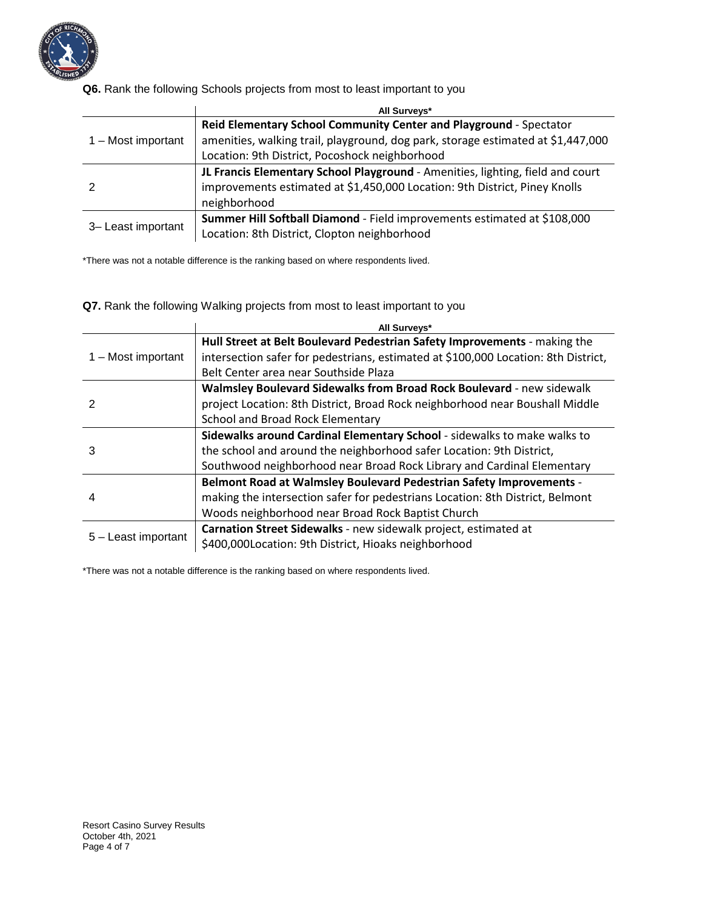**Q6.** Rank the following Schools projects from most to least important to you

| | All Surveys* |
|---|---|
| 1 – Most important | **Reid Elementary School Community Center and Playground** - Spectator amenities, walking trail, playground, dog park, storage estimated at $1,447,000 Location: 9th District, Pocoshock neighborhood |
| 2 | **JL Francis Elementary School Playground** - Amenities, lighting, field and court improvements estimated at $1,450,000 Location: 9th District, Piney Knolls neighborhood |
| 3– Least important | **Summer Hill Softball Diamond** - Field improvements estimated at $108,000 Location: 8th District, Clopton neighborhood |

*There was not a notable difference is the ranking based on where respondents lived.

**Q7.** Rank the following Walking projects from most to least important to you

| | All Surveys* |
|---|---|
| 1 – Most important | **Hull Street at Belt Boulevard Pedestrian Safety Improvements** - making the intersection safer for pedestrians, estimated at $100,000 Location: 8th District, Belt Center area near Southside Plaza |
| 2 | **Walmsley Boulevard Sidewalks from Broad Rock Boulevard** - new sidewalk project Location: 8th District, Broad Rock neighborhood near Boushall Middle School and Broad Rock Elementary |
| 3 | **Sidewalks around Cardinal Elementary School** - sidewalks to make walks to the school and around the neighborhood safer Location: 9th District, Southwood neighborhood near Broad Rock Library and Cardinal Elementary |
| 4 | **Belmont Road at Walmsley Boulevard Pedestrian Safety Improvements** - making the intersection safer for pedestrians Location: 8th District, Belmont Woods neighborhood near Broad Rock Baptist Church |
| 5 – Least important | **Carnation Street Sidewalks** - new sidewalk project, estimated at $400,000Location: 9th District, Hioaks neighborhood |

*There was not a notable difference is the ranking based on where respondents lived.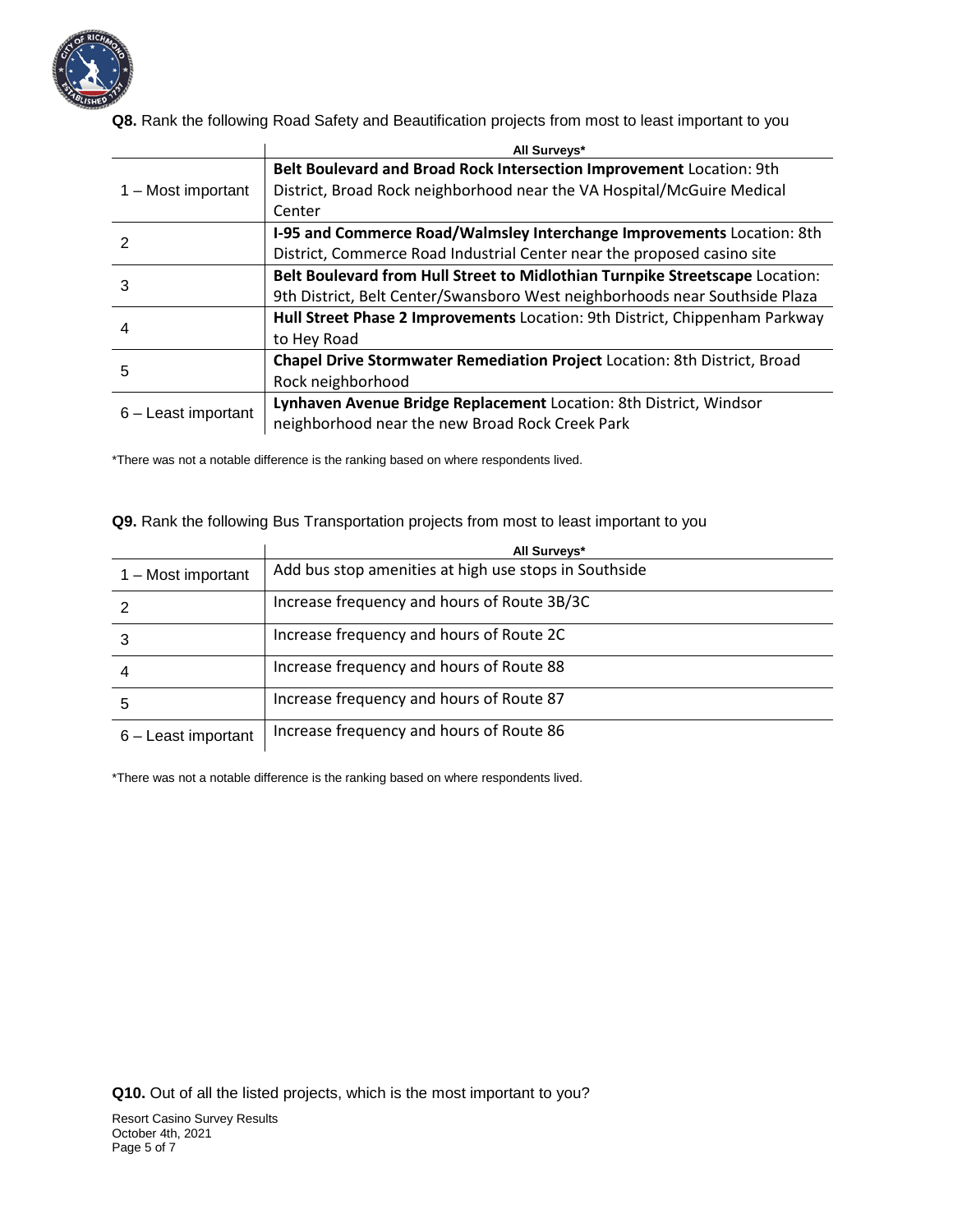**Q8.** Rank the following Road Safety and Beautification projects from most to least important to you

| | All Surveys* |
|---|---|
| 1 – Most important | **Belt Boulevard and Broad Rock Intersection Improvement** Location: 9th District, Broad Rock neighborhood near the VA Hospital/McGuire Medical Center |
| 2 | **I-95 and Commerce Road/Walmsley Interchange Improvements** Location: 8th District, Commerce Road Industrial Center near the proposed casino site |
| 3 | **Belt Boulevard from Hull Street to Midlothian Turnpike Streetscape** Location: 9th District, Belt Center/Swansboro West neighborhoods near Southside Plaza |
| 4 | **Hull Street Phase 2 Improvements** Location: 9th District, Chippenham Parkway to Hey Road |
| 5 | **Chapel Drive Stormwater Remediation Project** Location: 8th District, Broad Rock neighborhood |
| 6 – Least important | **Lynhaven Avenue Bridge Replacement** Location: 8th District, Windsor neighborhood near the new Broad Rock Creek Park |

*There was not a notable difference is the ranking based on where respondents lived.

**Q9.** Rank the following Bus Transportation projects from most to least important to you

| | All Surveys* |
|---|---|
| 1 – Most important | Add bus stop amenities at high use stops in Southside |
| 2 | Increase frequency and hours of Route 3B/3C |
| 3 | Increase frequency and hours of Route 2C |
| 4 | Increase frequency and hours of Route 88 |
| 5 | Increase frequency and hours of Route 87 |
| 6 – Least important | Increase frequency and hours of Route 86 |

*There was not a notable difference is the ranking based on where respondents lived.

**Q10.** Out of all the listed projects, which is the most important to you?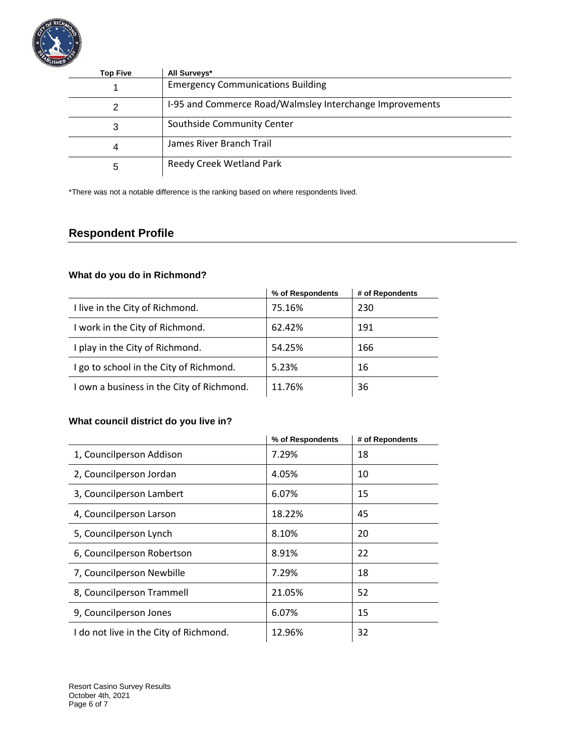| Top Five | All Surveys* |
|---|---|
| 1 | Emergency Communications Building |
| 2 | I-95 and Commerce Road/Walmsley Interchange Improvements |
| 3 | Southside Community Center |
| 4 | James River Branch Trail |
| 5 | Reedy Creek Wetland Park |

*There was not a notable difference is the ranking based on where respondents lived.

## Respondent Profile

### What do you do in Richmond?

| | % of Respondents | # of Repondents |
|---|---|---|
| I live in the City of Richmond. | 75.16% | 230 |
| I work in the City of Richmond. | 62.42% | 191 |
| I play in the City of Richmond. | 54.25% | 166 |
| I go to school in the City of Richmond. | 5.23% | 16 |
| I own a business in the City of Richmond. | 11.76% | 36 |

### What council district do you live in?

| | % of Respondents | # of Repondents |
|---|---|---|
| 1, Councilperson Addison | 7.29% | 18 |
| 2, Councilperson Jordan | 4.05% | 10 |
| 3, Councilperson Lambert | 6.07% | 15 |
| 4, Councilperson Larson | 18.22% | 45 |
| 5, Councilperson Lynch | 8.10% | 20 |
| 6, Councilperson Robertson | 8.91% | 22 |
| 7, Councilperson Newbille | 7.29% | 18 |
| 8, Councilperson Trammell | 21.05% | 52 |
| 9, Councilperson Jones | 6.07% | 15 |
| I do not live in the City of Richmond. | 12.96% | 32 |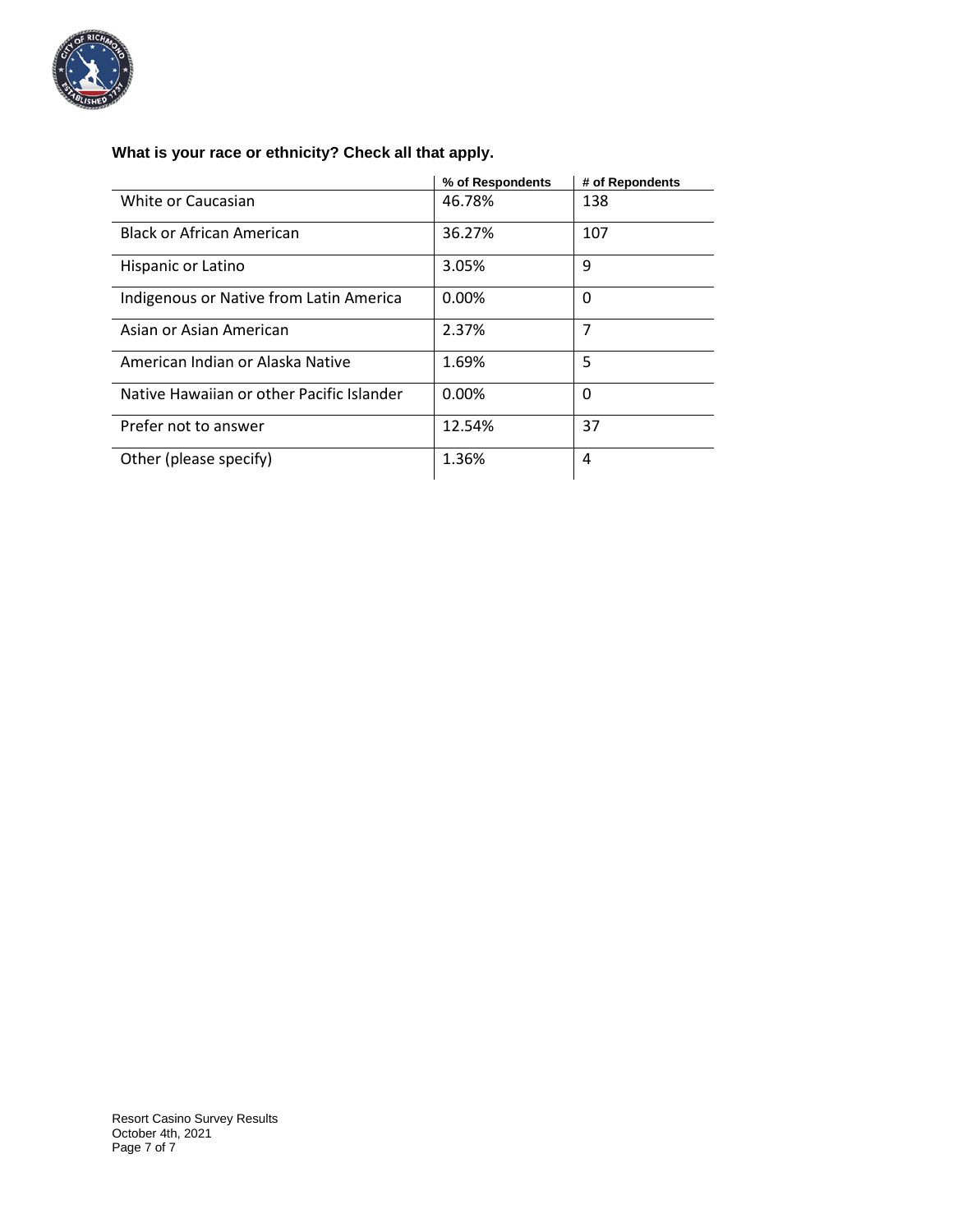**What is your race or ethnicity? Check all that apply.**

| | % of Respondents | # of Repondents |
|---|---|---|
| White or Caucasian | 46.78% | 138 |
| Black or African American | 36.27% | 107 |
| Hispanic or Latino | 3.05% | 9 |
| Indigenous or Native from Latin America | 0.00% | 0 |
| Asian or Asian American | 2.37% | 7 |
| American Indian or Alaska Native | 1.69% | 5 |
| Native Hawaiian or other Pacific Islander | 0.00% | 0 |
| Prefer not to answer | 12.54% | 37 |
| Other (please specify) | 1.36% | 4 |